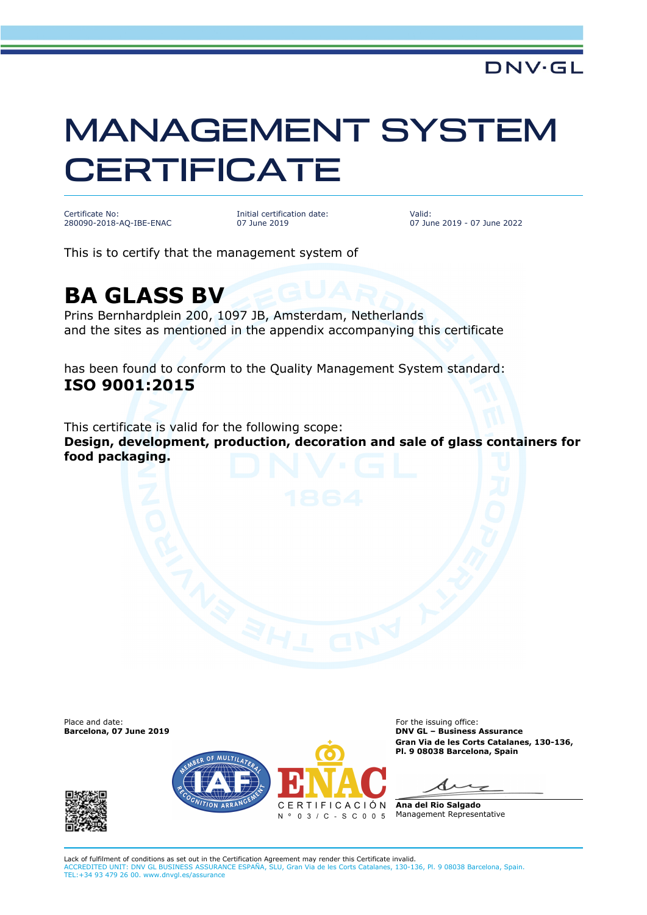DNV·GL

# MANAGEMENT SYSTEM CERTIFICATE

| Certificate No: | Initial certification date: | Valid: |
| --- | --- | --- |
| 280090-2018-AQ-IBE-ENAC | 07 June 2019 | 07 June 2019 - 07 June 2022 |

This is to certify that the management system of

## BA GLASS BV

Prins Bernhardplein 200, 1097 JB, Amsterdam, Netherlands
and the sites as mentioned in the appendix accompanying this certificate

has been found to conform to the Quality Management System standard:

**ISO 9001:2015**

This certificate is valid for the following scope:

**Design, development, production, decoration and sale of glass containers for food packaging.**

Place and date:
**Barcelona, 07 June 2019**

For the issuing office:
**DNV GL – Business Assurance**
**Gran Via de les Corts Catalanes, 130-136, Pl. 9 08038 Barcelona, Spain**

ENAC CERTIFICACIÓN Nº 03/C-SC005

**Ana del Rio Salgado**
Management Representative

Lack of fulfilment of conditions as set out in the Certification Agreement may render this Certificate invalid.
ACCREDITED UNIT: DNV GL BUSINESS ASSURANCE ESPAÑA, SLU, Gran Via de les Corts Catalanes, 130-136, Pl. 9 08038 Barcelona, Spain.
TEL:+34 93 479 26 00. www.dnvgl.es/assurance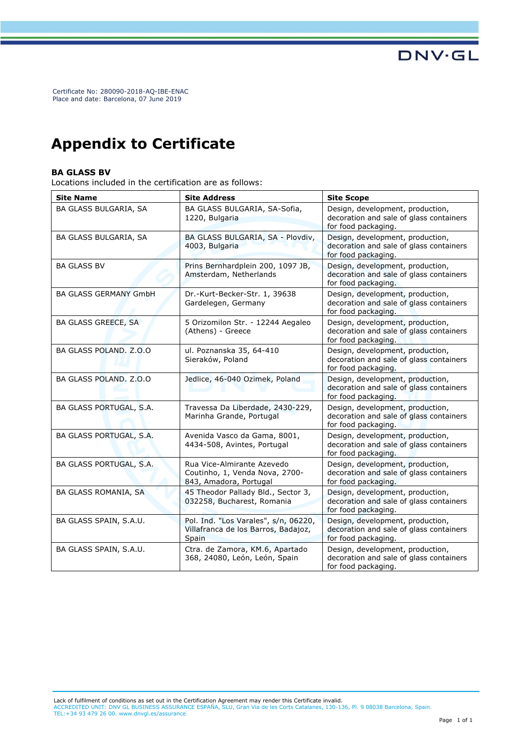Certificate No: 280090-2018-AQ-IBE-ENAC
Place and date: Barcelona, 07 June 2019

# Appendix to Certificate

**BA GLASS BV**
Locations included in the certification are as follows:

| Site Name | Site Address | Site Scope |
|---|---|---|
| BA GLASS BULGARIA, SA | BA GLASS BULGARIA, SA-Sofia, 1220, Bulgaria | Design, development, production, decoration and sale of glass containers for food packaging. |
| BA GLASS BULGARIA, SA | BA GLASS BULGARIA, SA - Plovdiv, 4003, Bulgaria | Design, development, production, decoration and sale of glass containers for food packaging. |
| BA GLASS BV | Prins Bernhardplein 200, 1097 JB, Amsterdam, Netherlands | Design, development, production, decoration and sale of glass containers for food packaging. |
| BA GLASS GERMANY GmbH | Dr.-Kurt-Becker-Str. 1, 39638 Gardelegen, Germany | Design, development, production, decoration and sale of glass containers for food packaging. |
| BA GLASS GREECE, SA | 5 Orizomilon Str. - 12244 Aegaleo (Athens) - Greece | Design, development, production, decoration and sale of glass containers for food packaging. |
| BA GLASS POLAND. Z.O.O | ul. Poznanska 35, 64-410 Sieraków, Poland | Design, development, production, decoration and sale of glass containers for food packaging. |
| BA GLASS POLAND. Z.O.O | Jedlice, 46-040 Ozimek, Poland | Design, development, production, decoration and sale of glass containers for food packaging. |
| BA GLASS PORTUGAL, S.A. | Travessa Da Liberdade, 2430-229, Marinha Grande, Portugal | Design, development, production, decoration and sale of glass containers for food packaging. |
| BA GLASS PORTUGAL, S.A. | Avenida Vasco da Gama, 8001, 4434-508, Avintes, Portugal | Design, development, production, decoration and sale of glass containers for food packaging. |
| BA GLASS PORTUGAL, S.A. | Rua Vice-Almirante Azevedo Coutinho, 1, Venda Nova, 2700-843, Amadora, Portugal | Design, development, production, decoration and sale of glass containers for food packaging. |
| BA GLASS ROMANIA, SA | 45 Theodor Pallady Bld., Sector 3, 032258, Bucharest, Romania | Design, development, production, decoration and sale of glass containers for food packaging. |
| BA GLASS SPAIN, S.A.U. | Pol. Ind. "Los Varales", s/n, 06220, Villafranca de los Barros, Badajoz, Spain | Design, development, production, decoration and sale of glass containers for food packaging. |
| BA GLASS SPAIN, S.A.U. | Ctra. de Zamora, KM.6, Apartado 368, 24080, León, León, Spain | Design, development, production, decoration and sale of glass containers for food packaging. |

Lack of fulfilment of conditions as set out in the Certification Agreement may render this Certificate invalid.
ACCREDITED UNIT: DNV GL BUSINESS ASSURANCE ESPAÑA, SLU, Gran Vía de les Corts Catalanes, 130-136, Pl. 9 08038 Barcelona, Spain.
TEL:+34 93 479 26 00. www.dnvgl.es/assurance